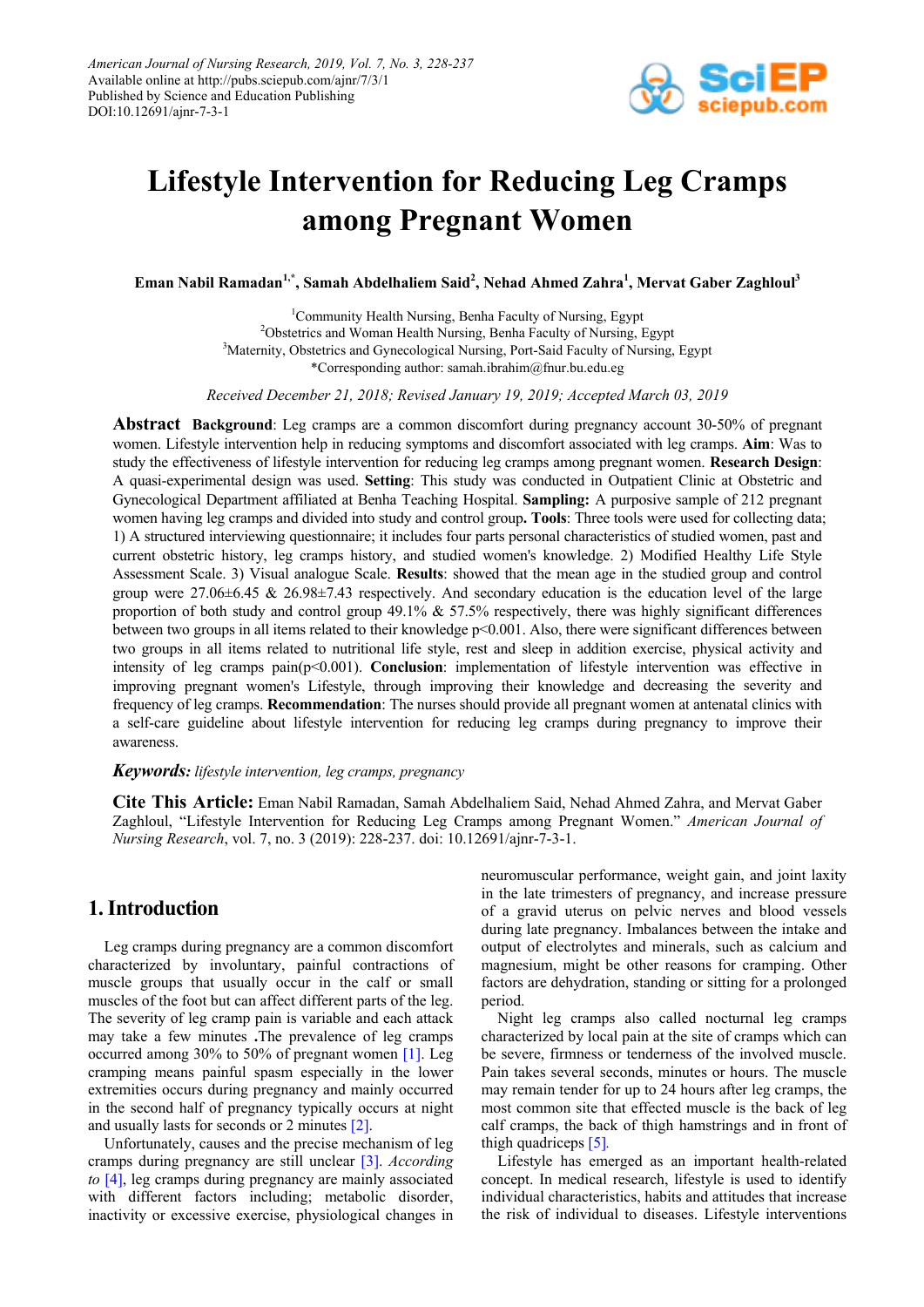# Lifestyle Intervention for Reducing Leg Cramps among Pregnant Women

**Eman Nabil Ramadan[1,*], Samah Abdelhaliem Said[2], Nehad Ahmed Zahra[1], Mervat Gaber Zaghloul[3]**

[1]Community Health Nursing, Benha Faculty of Nursing, Egypt
[2]Obstetrics and Woman Health Nursing, Benha Faculty of Nursing, Egypt
[3]Maternity, Obstetrics and Gynecological Nursing, Port-Said Faculty of Nursing, Egypt
*Corresponding author: samah.ibrahim@fnur.bu.edu.eg

*Received December 21, 2018; Revised January 19, 2019; Accepted March 03, 2019*

**Abstract** **Background**: Leg cramps are a common discomfort during pregnancy account 30-50% of pregnant women. Lifestyle intervention help in reducing symptoms and discomfort associated with leg cramps. **Aim**: Was to study the effectiveness of lifestyle intervention for reducing leg cramps among pregnant women. **Research Design**: A quasi-experimental design was used. **Setting**: This study was conducted in Outpatient Clinic at Obstetric and Gynecological Department affiliated at Benha Teaching Hospital. **Sampling:** A purposive sample of 212 pregnant women having leg cramps and divided into study and control group**. Tools**: Three tools were used for collecting data; 1) A structured interviewing questionnaire; it includes four parts personal characteristics of studied women, past and current obstetric history, leg cramps history, and studied women's knowledge. 2) Modified Healthy Life Style Assessment Scale. 3) Visual analogue Scale. **Results**: showed that the mean age in the studied group and control group were 27.06±6.45 & 26.98±7.43 respectively. And secondary education is the education level of the large proportion of both study and control group 49.1% & 57.5% respectively, there was highly significant differences between two groups in all items related to their knowledge p<0.001. Also, there were significant differences between two groups in all items related to nutritional life style, rest and sleep in addition exercise, physical activity and intensity of leg cramps pain(p<0.001). **Conclusion**: implementation of lifestyle intervention was effective in improving pregnant women's Lifestyle, through improving their knowledge and decreasing the severity and frequency of leg cramps. **Recommendation**: The nurses should provide all pregnant women at antenatal clinics with a self-care guideline about lifestyle intervention for reducing leg cramps during pregnancy to improve their awareness.

***Keywords:*** *lifestyle intervention, leg cramps, pregnancy*

**Cite This Article:** Eman Nabil Ramadan, Samah Abdelhaliem Said, Nehad Ahmed Zahra, and Mervat Gaber Zaghloul, "Lifestyle Intervention for Reducing Leg Cramps among Pregnant Women." *American Journal of Nursing Research*, vol. 7, no. 3 (2019): 228-237. doi: 10.12691/ajnr-7-3-1.

## 1. Introduction

Leg cramps during pregnancy are a common discomfort characterized by involuntary, painful contractions of muscle groups that usually occur in the calf or small muscles of the foot but can affect different parts of the leg. The severity of leg cramp pain is variable and each attack may take a few minutes **.**The prevalence of leg cramps occurred among 30% to 50% of pregnant women [1]. Leg cramping means painful spasm especially in the lower extremities occurs during pregnancy and mainly occurred in the second half of pregnancy typically occurs at night and usually lasts for seconds or 2 minutes [2].

Unfortunately, causes and the precise mechanism of leg cramps during pregnancy are still unclear [3]. *According to* [4], leg cramps during pregnancy are mainly associated with different factors including; metabolic disorder, inactivity or excessive exercise, physiological changes in neuromuscular performance, weight gain, and joint laxity in the late trimesters of pregnancy, and increase pressure of a gravid uterus on pelvic nerves and blood vessels during late pregnancy. Imbalances between the intake and output of electrolytes and minerals, such as calcium and magnesium, might be other reasons for cramping. Other factors are dehydration, standing or sitting for a prolonged period.

Night leg cramps also called nocturnal leg cramps characterized by local pain at the site of cramps which can be severe, firmness or tenderness of the involved muscle. Pain takes several seconds, minutes or hours. The muscle may remain tender for up to 24 hours after leg cramps, the most common site that effected muscle is the back of leg calf cramps, the back of thigh hamstrings and in front of thigh quadriceps [5].

Lifestyle has emerged as an important health-related concept. In medical research, lifestyle is used to identify individual characteristics, habits and attitudes that increase the risk of individual to diseases. Lifestyle interventions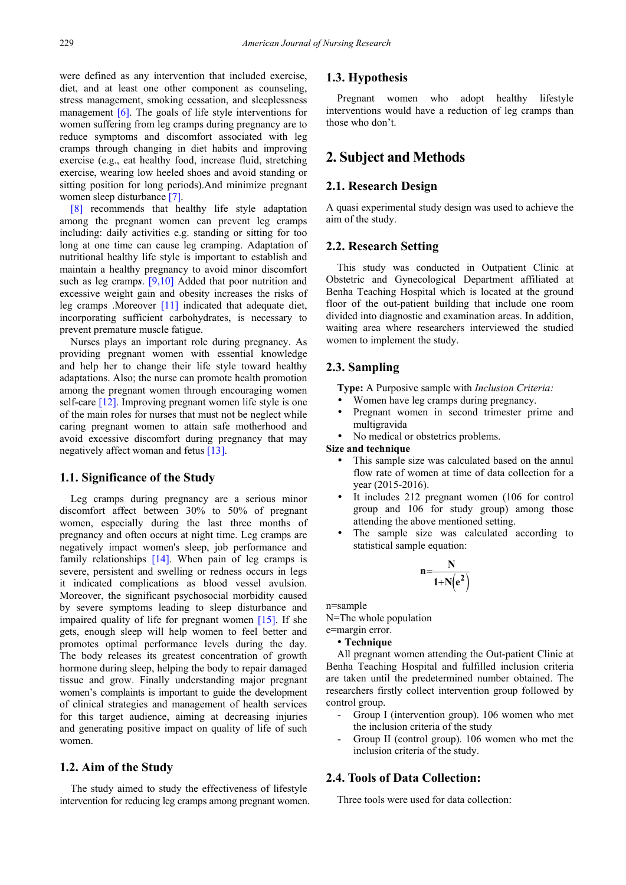were defined as any intervention that included exercise, diet, and at least one other component as counseling, stress management, smoking cessation, and sleeplessness management [6]. The goals of life style interventions for women suffering from leg cramps during pregnancy are to reduce symptoms and discomfort associated with leg cramps through changing in diet habits and improving exercise (e.g., eat healthy food, increase fluid, stretching exercise, wearing low heeled shoes and avoid standing or sitting position for long periods).And minimize pregnant women sleep disturbance [7].

[8] recommends that healthy life style adaptation among the pregnant women can prevent leg cramps including: daily activities e.g. standing or sitting for too long at one time can cause leg cramping. Adaptation of nutritional healthy life style is important to establish and maintain a healthy pregnancy to avoid minor discomfort such as leg cramp*s*. [9,10] Added that poor nutrition and excessive weight gain and obesity increases the risks of leg cramps .Moreover [11] indicated that adequate diet, incorporating sufficient carbohydrates, is necessary to prevent premature muscle fatigue.

Nurses plays an important role during pregnancy. As providing pregnant women with essential knowledge and help her to change their life style toward healthy adaptations. Also; the nurse can promote health promotion among the pregnant women through encouraging women self-care [12]. Improving pregnant women life style is one of the main roles for nurses that must not be neglect while caring pregnant women to attain safe motherhood and avoid excessive discomfort during pregnancy that may negatively affect woman and fetus [13].

## 1.1. Significance of the Study

Leg cramps during pregnancy are a serious minor discomfort affect between 30% to 50% of pregnant women, especially during the last three months of pregnancy and often occurs at night time. Leg cramps are negatively impact women's sleep, job performance and family relationships [14]. When pain of leg cramps is severe, persistent and swelling or redness occurs in legs it indicated complications as blood vessel avulsion. Moreover, the significant psychosocial morbidity caused by severe symptoms leading to sleep disturbance and impaired quality of life for pregnant women [15]. If she gets, enough sleep will help women to feel better and promotes optimal performance levels during the day. The body releases its greatest concentration of growth hormone during sleep, helping the body to repair damaged tissue and grow. Finally understanding major pregnant women's complaints is important to guide the development of clinical strategies and management of health services for this target audience, aiming at decreasing injuries and generating positive impact on quality of life of such women.

## 1.2. Aim of the Study

The study aimed to study the effectiveness of lifestyle intervention for reducing leg cramps among pregnant women.

## 1.3. Hypothesis

Pregnant women who adopt healthy lifestyle interventions would have a reduction of leg cramps than those who don't.

# 2. Subject and Methods

## 2.1. Research Design

A quasi experimental study design was used to achieve the aim of the study.

## 2.2. Research Setting

This study was conducted in Outpatient Clinic at Obstetric and Gynecological Department affiliated at Benha Teaching Hospital which is located at the ground floor of the out-patient building that include one room divided into diagnostic and examination areas. In addition, waiting area where researchers interviewed the studied women to implement the study.

## 2.3. Sampling

**Type:** A Purposive sample with *Inclusion Criteria:*

- Women have leg cramps during pregnancy.
- Pregnant women in second trimester prime and multigravida
- No medical or obstetrics problems.

**Size and technique**

- This sample size was calculated based on the annul flow rate of women at time of data collection for a year (2015-2016).
- It includes 212 pregnant women (106 for control group and 106 for study group) among those attending the above mentioned setting.
- The sample size was calculated according to statistical sample equation:

$$n=\frac{N}{1+N\left(e^{2}\right)}$$

n=sample
N=The whole population
e=margin error.

- **Technique**

All pregnant women attending the Out-patient Clinic at Benha Teaching Hospital and fulfilled inclusion criteria are taken until the predetermined number obtained. The researchers firstly collect intervention group followed by control group.

- Group I (intervention group). 106 women who met the inclusion criteria of the study
- Group II (control group). 106 women who met the inclusion criteria of the study.

## 2.4. Tools of Data Collection:

Three tools were used for data collection: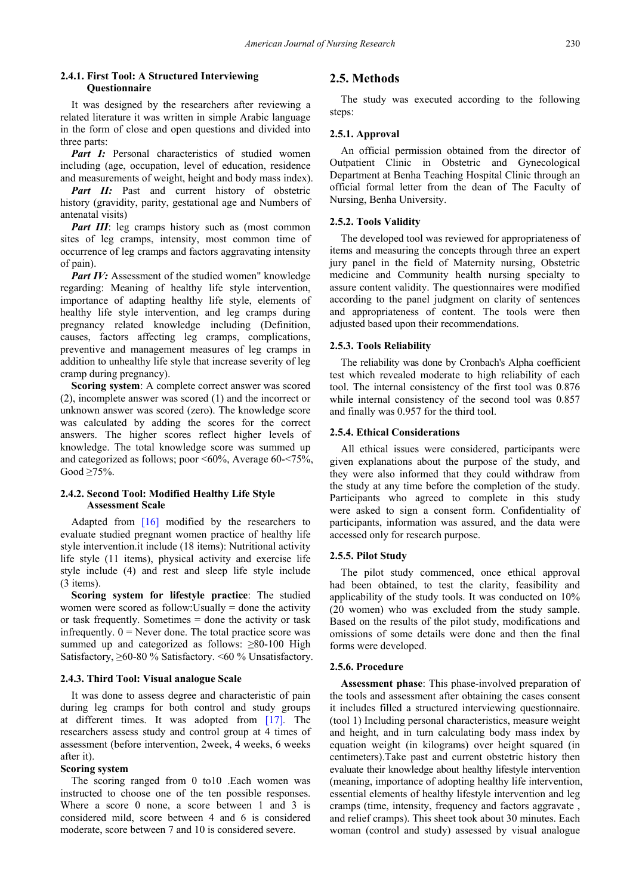#### 2.4.1. First Tool: A Structured Interviewing Questionnaire

It was designed by the researchers after reviewing a related literature it was written in simple Arabic language in the form of close and open questions and divided into three parts:

***Part I:*** Personal characteristics of studied women including (age, occupation, level of education, residence and measurements of weight, height and body mass index).

***Part II:*** Past and current history of obstetric history (gravidity, parity, gestational age and Numbers of antenatal visits)

***Part III***: leg cramps history such as (most common sites of leg cramps, intensity, most common time of occurrence of leg cramps and factors aggravating intensity of pain).

***Part IV:*** Assessment of the studied women" knowledge regarding: Meaning of healthy life style intervention, importance of adapting healthy life style, elements of healthy life style intervention, and leg cramps during pregnancy related knowledge including (Definition, causes, factors affecting leg cramps, complications, preventive and management measures of leg cramps in addition to unhealthy life style that increase severity of leg cramp during pregnancy).

**Scoring system**: A complete correct answer was scored (2), incomplete answer was scored (1) and the incorrect or unknown answer was scored (zero). The knowledge score was calculated by adding the scores for the correct answers. The higher scores reflect higher levels of knowledge. The total knowledge score was summed up and categorized as follows; poor <60%, Average 60-<75%, Good ≥75%.

#### 2.4.2. Second Tool: Modified Healthy Life Style Assessment Scale

Adapted from [16] modified by the researchers to evaluate studied pregnant women practice of healthy life style intervention.it include (18 items): Nutritional activity life style (11 items), physical activity and exercise life style include (4) and rest and sleep life style include (3 items).

**Scoring system for lifestyle practice**: The studied women were scored as follow:Usually = done the activity or task frequently. Sometimes = done the activity or task infrequently. 0 = Never done. The total practice score was summed up and categorized as follows: ≥80-100 High Satisfactory, ≥60-80 % Satisfactory. <60 % Unsatisfactory.

#### 2.4.3. Third Tool: Visual analogue Scale

It was done to assess degree and characteristic of pain during leg cramps for both control and study groups at different times. It was adopted from [17]. The researchers assess study and control group at 4 times of assessment (before intervention, 2week, 4 weeks, 6 weeks after it).

**Scoring system**

The scoring ranged from 0 to10 .Each women was instructed to choose one of the ten possible responses. Where a score 0 none, a score between 1 and 3 is considered mild, score between 4 and 6 is considered moderate, score between 7 and 10 is considered severe.

## 2.5. Methods

The study was executed according to the following steps:

#### 2.5.1. Approval

An official permission obtained from the director of Outpatient Clinic in Obstetric and Gynecological Department at Benha Teaching Hospital Clinic through an official formal letter from the dean of The Faculty of Nursing, Benha University.

#### 2.5.2. Tools Validity

The developed tool was reviewed for appropriateness of items and measuring the concepts through three an expert jury panel in the field of Maternity nursing, Obstetric medicine and Community health nursing specialty to assure content validity. The questionnaires were modified according to the panel judgment on clarity of sentences and appropriateness of content. The tools were then adjusted based upon their recommendations.

#### 2.5.3. Tools Reliability

The reliability was done by Cronbach's Alpha coefficient test which revealed moderate to high reliability of each tool. The internal consistency of the first tool was 0.876 while internal consistency of the second tool was 0.857 and finally was 0.957 for the third tool.

#### 2.5.4. Ethical Considerations

All ethical issues were considered, participants were given explanations about the purpose of the study, and they were also informed that they could withdraw from the study at any time before the completion of the study. Participants who agreed to complete in this study were asked to sign a consent form. Confidentiality of participants, information was assured, and the data were accessed only for research purpose.

#### 2.5.5. Pilot Study

The pilot study commenced, once ethical approval had been obtained, to test the clarity, feasibility and applicability of the study tools. It was conducted on 10% (20 women) who was excluded from the study sample. Based on the results of the pilot study, modifications and omissions of some details were done and then the final forms were developed.

#### 2.5.6. Procedure

**Assessment phase**: This phase-involved preparation of the tools and assessment after obtaining the cases consent it includes filled a structured interviewing questionnaire. (tool 1) Including personal characteristics, measure weight and height, and in turn calculating body mass index by equation weight (in kilograms) over height squared (in centimeters).Take past and current obstetric history then evaluate their knowledge about healthy lifestyle intervention (meaning, importance of adopting healthy life intervention, essential elements of healthy lifestyle intervention and leg cramps (time, intensity, frequency and factors aggravate , and relief cramps). This sheet took about 30 minutes. Each woman (control and study) assessed by visual analogue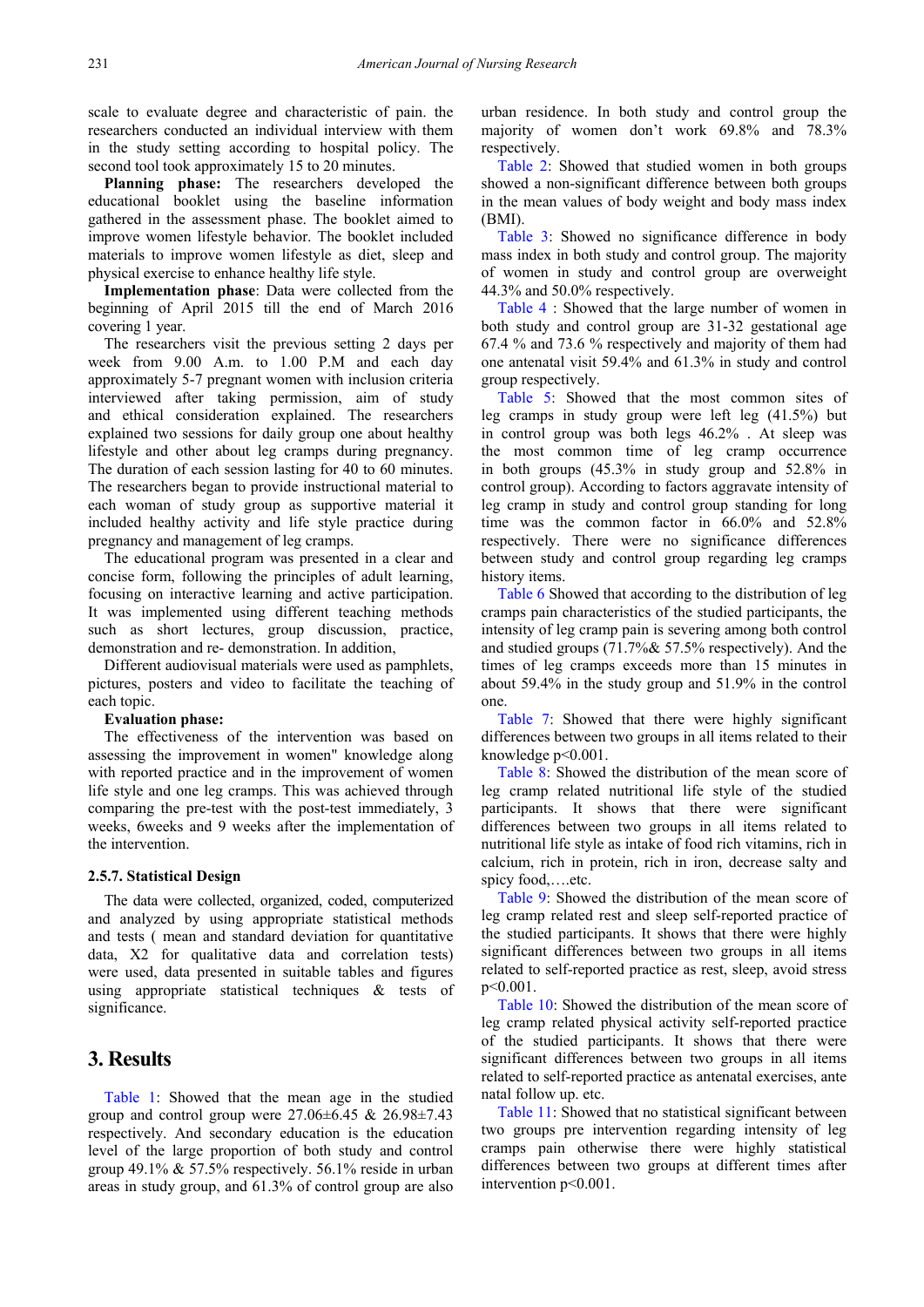scale to evaluate degree and characteristic of pain. the researchers conducted an individual interview with them in the study setting according to hospital policy. The second tool took approximately 15 to 20 minutes.

**Planning phase:** The researchers developed the educational booklet using the baseline information gathered in the assessment phase. The booklet aimed to improve women lifestyle behavior. The booklet included materials to improve women lifestyle as diet, sleep and physical exercise to enhance healthy life style.

**Implementation phase**: Data were collected from the beginning of April 2015 till the end of March 2016 covering 1 year.

The researchers visit the previous setting 2 days per week from 9.00 A.m. to 1.00 P.M and each day approximately 5-7 pregnant women with inclusion criteria interviewed after taking permission, aim of study and ethical consideration explained. The researchers explained two sessions for daily group one about healthy lifestyle and other about leg cramps during pregnancy. The duration of each session lasting for 40 to 60 minutes. The researchers began to provide instructional material to each woman of study group as supportive material it included healthy activity and life style practice during pregnancy and management of leg cramps.

The educational program was presented in a clear and concise form, following the principles of adult learning, focusing on interactive learning and active participation. It was implemented using different teaching methods such as short lectures, group discussion, practice, demonstration and re- demonstration. In addition,

Different audiovisual materials were used as pamphlets, pictures, posters and video to facilitate the teaching of each topic.

**Evaluation phase:**

The effectiveness of the intervention was based on assessing the improvement in women" knowledge along with reported practice and in the improvement of women life style and one leg cramps. This was achieved through comparing the pre-test with the post-test immediately, 3 weeks, 6weeks and 9 weeks after the implementation of the intervention.

### 2.5.7. Statistical Design

The data were collected, organized, coded, computerized and analyzed by using appropriate statistical methods and tests ( mean and standard deviation for quantitative data, X2 for qualitative data and correlation tests) were used, data presented in suitable tables and figures using appropriate statistical techniques & tests of significance.

## 3. Results

Table 1: Showed that the mean age in the studied group and control group were 27.06±6.45 & 26.98±7.43 respectively. And secondary education is the education level of the large proportion of both study and control group 49.1% & 57.5% respectively. 56.1% reside in urban areas in study group, and 61.3% of control group are also urban residence. In both study and control group the majority of women don't work 69.8% and 78.3% respectively.

Table 2: Showed that studied women in both groups showed a non-significant difference between both groups in the mean values of body weight and body mass index (BMI).

Table 3: Showed no significance difference in body mass index in both study and control group. The majority of women in study and control group are overweight 44.3% and 50.0% respectively.

Table 4 : Showed that the large number of women in both study and control group are 31-32 gestational age 67.4 % and 73.6 % respectively and majority of them had one antenatal visit 59.4% and 61.3% in study and control group respectively.

Table 5: Showed that the most common sites of leg cramps in study group were left leg (41.5%) but in control group was both legs 46.2% . At sleep was the most common time of leg cramp occurrence in both groups (45.3% in study group and 52.8% in control group). According to factors aggravate intensity of leg cramp in study and control group standing for long time was the common factor in 66.0% and 52.8% respectively. There were no significance differences between study and control group regarding leg cramps history items.

Table 6 Showed that according to the distribution of leg cramps pain characteristics of the studied participants, the intensity of leg cramp pain is severing among both control and studied groups (71.7%& 57.5% respectively). And the times of leg cramps exceeds more than 15 minutes in about 59.4% in the study group and 51.9% in the control one.

Table 7: Showed that there were highly significant differences between two groups in all items related to their knowledge $p<0.001$.

Table 8: Showed the distribution of the mean score of leg cramp related nutritional life style of the studied participants. It shows that there were significant differences between two groups in all items related to nutritional life style as intake of food rich vitamins, rich in calcium, rich in protein, rich in iron, decrease salty and spicy food,….etc.

Table 9: Showed the distribution of the mean score of leg cramp related rest and sleep self-reported practice of the studied participants. It shows that there were highly significant differences between two groups in all items related to self-reported practice as rest, sleep, avoid stress $p<0.001$.

Table 10: Showed the distribution of the mean score of leg cramp related physical activity self-reported practice of the studied participants. It shows that there were significant differences between two groups in all items related to self-reported practice as antenatal exercises, ante natal follow up. etc.

Table 11: Showed that no statistical significant between two groups pre intervention regarding intensity of leg cramps pain otherwise there were highly statistical differences between two groups at different times after intervention $p<0.001$.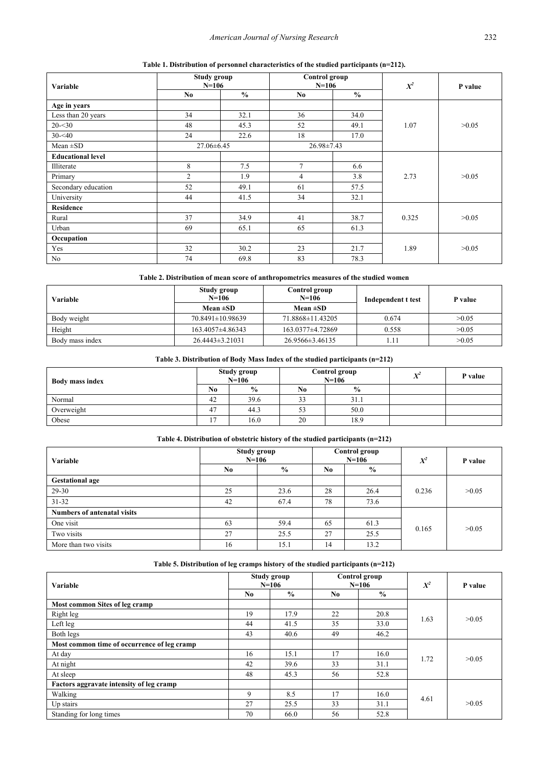**Table 1. Distribution of personnel characteristics of the studied participants (n=212).**

| Variable | Study group N=106 | | Control group N=106 | | $X^2$ | P value |
|---|---|---|---|---|---|---|
| | No | % | No | % | | |
| **Age in years** | | | | | | |
| Less than 20 years | 34 | 32.1 | 36 | 34.0 | 1.07 | >0.05 |
| 20-<30 | 48 | 45.3 | 52 | 49.1 | | |
| 30-<40 | 24 | 22.6 | 18 | 17.0 | | |
| Mean ±SD | 27.06±6.45 | | 26.98±7.43 | | | |
| **Educational level** | | | | | | |
| Illiterate | 8 | 7.5 | 7 | 6.6 | 2.73 | >0.05 |
| Primary | 2 | 1.9 | 4 | 3.8 | | |
| Secondary education | 52 | 49.1 | 61 | 57.5 | | |
| University | 44 | 41.5 | 34 | 32.1 | | |
| **Residence** | | | | | | |
| Rural | 37 | 34.9 | 41 | 38.7 | 0.325 | >0.05 |
| Urban | 69 | 65.1 | 65 | 61.3 | | |
| **Occupation** | | | | | | |
| Yes | 32 | 30.2 | 23 | 21.7 | 1.89 | >0.05 |
| No | 74 | 69.8 | 83 | 78.3 | | |

**Table 2. Distribution of mean score of anthropometrics measures of the studied women**

| Variable | Study group N=106 | Control group N=106 | Independent t test | P value |
|---|---|---|---|---|
| | Mean ±SD | Mean ±SD | | |
| Body weight | 70.8491±10.98639 | 71.8868±11.43205 | 0.674 | >0.05 |
| Height | 163.4057±4.86343 | 163.0377±4.72869 | 0.558 | >0.05 |
| Body mass index | 26.4443±3.21031 | 26.9566±3.46135 | 1.11 | >0.05 |

**Table 3. Distribution of Body Mass Index of the studied participants (n=212)**

| Body mass index | Study group N=106 | | Control group N=106 | | $X^2$ | P value |
|---|---|---|---|---|---|---|
| | No | % | No | % | | |
| Normal | 42 | 39.6 | 33 | 31.1 | | |
| Overweight | 47 | 44.3 | 53 | 50.0 | | |
| Obese | 17 | 16.0 | 20 | 18.9 | | |

**Table 4. Distribution of obstetric history of the studied participants (n=212)**

| Variable | Study group N=106 | | Control group N=106 | | $X^2$ | P value |
|---|---|---|---|---|---|---|
| | No | % | No | % | | |
| **Gestational age** | | | | | | |
| 29-30 | 25 | 23.6 | 28 | 26.4 | 0.236 | >0.05 |
| 31-32 | 42 | 67.4 | 78 | 73.6 | | |
| **Numbers of antenatal visits** | | | | | | |
| One visit | 63 | 59.4 | 65 | 61.3 | 0.165 | >0.05 |
| Two visits | 27 | 25.5 | 27 | 25.5 | | |
| More than two visits | 16 | 15.1 | 14 | 13.2 | | |

**Table 5. Distribution of leg cramps history of the studied participants (n=212)**

| Variable | Study group N=106 | | Control group N=106 | | $X^2$ | P value |
|---|---|---|---|---|---|---|
| | No | % | No | % | | |
| **Most common Sites of leg cramp** | | | | | | |
| Right leg | 19 | 17.9 | 22 | 20.8 | 1.63 | >0.05 |
| Left leg | 44 | 41.5 | 35 | 33.0 | | |
| Both legs | 43 | 40.6 | 49 | 46.2 | | |
| **Most common time of occurrence of leg cramp** | | | | | | |
| At day | 16 | 15.1 | 17 | 16.0 | 1.72 | >0.05 |
| At night | 42 | 39.6 | 33 | 31.1 | | |
| At sleep | 48 | 45.3 | 56 | 52.8 | | |
| **Factors aggravate intensity of leg cramp** | | | | | | |
| Walking | 9 | 8.5 | 17 | 16.0 | 4.61 | >0.05 |
| Up stairs | 27 | 25.5 | 33 | 31.1 | | |
| Standing for long times | 70 | 66.0 | 56 | 52.8 | | |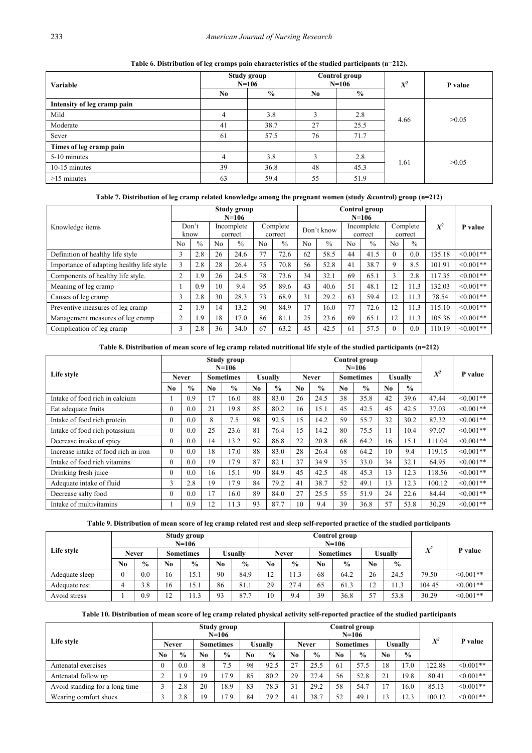**Table 6. Distribution of leg cramps pain characteristics of the studied participants (n=212).**

| Variable | Study group N=106 | | Control group N=106 | | $X^2$ | P value |
|---|---|---|---|---|---|---|
| | No | % | No | % | | |
| **Intensity of leg cramp pain** | | | | | | |
| Mild | 4 | 3.8 | 3 | 2.8 | 4.66 | >0.05 |
| Moderate | 41 | 38.7 | 27 | 25.5 | | |
| Sever | 61 | 57.5 | 76 | 71.7 | | |
| **Times of leg cramp pain** | | | | | | |
| 5-10 minutes | 4 | 3.8 | 3 | 2.8 | 1.61 | >0.05 |
| 10-15 minutes | 39 | 36.8 | 48 | 45.3 | | |
| >15 minutes | 63 | 59.4 | 55 | 51.9 | | |

**Table 7. Distribution of leg cramp related knowledge among the pregnant women (study &control) group (n=212)**

| Knowledge items | Study group N=106 | | | | | | Control group N=106 | | | | | | $X^2$ | P value |
|---|---|---|---|---|---|---|---|---|---|---|---|---|---|---|
| | Don't know | | Incomplete correct | | Complete correct | | Don't know | | Incomplete correct | | Complete correct | | | |
| | No | % | No | % | No | % | No | % | No | % | No | % | | |
| Definition of healthy life style | 3 | 2.8 | 26 | 24.6 | 77 | 72.6 | 62 | 58.5 | 44 | 41.5 | 0 | 0.0 | 135.18 | <0.001** |
| Importance of adapting healthy life style | 3 | 2.8 | 28 | 26.4 | 75 | 70.8 | 56 | 52.8 | 41 | 38.7 | 9 | 8.5 | 101.91 | <0.001** |
| Components of healthy life style. | 2 | 1.9 | 26 | 24.5 | 78 | 73.6 | 34 | 32.1 | 69 | 65.1 | 3 | 2.8 | 117.35 | <0.001** |
| Meaning of leg cramp | 1 | 0.9 | 10 | 9.4 | 95 | 89.6 | 43 | 40.6 | 51 | 48.1 | 12 | 11.3 | 132.03 | <0.001** |
| Causes of leg cramp | 3 | 2.8 | 30 | 28.3 | 73 | 68.9 | 31 | 29.2 | 63 | 59.4 | 12 | 11.3 | 78.54 | <0.001** |
| Preventive measures of leg cramp | 2 | 1.9 | 14 | 13.2 | 90 | 84.9 | 17 | 16.0 | 77 | 72.6 | 12 | 11.3 | 115.10 | <0.001** |
| Management measures of leg cramp | 2 | 1.9 | 18 | 17.0 | 86 | 81.1 | 25 | 23.6 | 69 | 65.1 | 12 | 11.3 | 105.36 | <0.001** |
| Complication of leg cramp | 3 | 2.8 | 36 | 34.0 | 67 | 63.2 | 45 | 42.5 | 61 | 57.5 | 0 | 0.0 | 110.19 | <0.001** |

**Table 8. Distribution of mean score of leg cramp related nutritional life style of the studied participants (n=212)**

| Life style | Study group N=106 | | | | | | Control group N=106 | | | | | | $X^2$ | P value |
|---|---|---|---|---|---|---|---|---|---|---|---|---|---|---|
| | Never | | Sometimes | | Usually | | Never | | Sometimes | | Usually | | | |
| | No | % | No | % | No | % | No | % | No | % | No | % | | |
| Intake of food rich in calcium | 1 | 0.9 | 17 | 16.0 | 88 | 83.0 | 26 | 24.5 | 38 | 35.8 | 42 | 39.6 | 47.44 | <0.001** |
| Eat adequate fruits | 0 | 0.0 | 21 | 19.8 | 85 | 80.2 | 16 | 15.1 | 45 | 42.5 | 45 | 42.5 | 37.03 | <0.001** |
| Intake of food rich protein | 0 | 0.0 | 8 | 7.5 | 98 | 92.5 | 15 | 14.2 | 59 | 55.7 | 32 | 30.2 | 87.32 | <0.001** |
| Intake of food rich potassium | 0 | 0.0 | 25 | 23.6 | 81 | 76.4 | 15 | 14.2 | 80 | 75.5 | 11 | 10.4 | 97.07 | <0.001** |
| Decrease intake of spicy | 0 | 0.0 | 14 | 13.2 | 92 | 86.8 | 22 | 20.8 | 68 | 64.2 | 16 | 15.1 | 111.04 | <0.001** |
| Increase intake of food rich in iron | 0 | 0.0 | 18 | 17.0 | 88 | 83.0 | 28 | 26.4 | 68 | 64.2 | 10 | 9.4 | 119.15 | <0.001** |
| Intake of food rich vitamins | 0 | 0.0 | 19 | 17.9 | 87 | 82.1 | 37 | 34.9 | 35 | 33.0 | 34 | 32.1 | 64.95 | <0.001** |
| Drinking fresh juice | 0 | 0.0 | 16 | 15.1 | 90 | 84.9 | 45 | 42.5 | 48 | 45.3 | 13 | 12.3 | 118.56 | <0.001** |
| Adequate intake of fluid | 3 | 2.8 | 19 | 17.9 | 84 | 79.2 | 41 | 38.7 | 52 | 49.1 | 13 | 12.3 | 100.12 | <0.001** |
| Decrease salty food | 0 | 0.0 | 17 | 16.0 | 89 | 84.0 | 27 | 25.5 | 55 | 51.9 | 24 | 22.6 | 84.44 | <0.001** |
| Intake of multivitamins | 1 | 0.9 | 12 | 11.3 | 93 | 87.7 | 10 | 9.4 | 39 | 36.8 | 57 | 53.8 | 30.29 | <0.001** |

**Table 9. Distribution of mean score of leg cramp related rest and sleep self-reported practice of the studied participants**

| Life style | Study group N=106 | | | | | | Control group N=106 | | | | | | $X^2$ | P value |
|---|---|---|---|---|---|---|---|---|---|---|---|---|---|---|
| | Never | | Sometimes | | Usually | | Never | | Sometimes | | Usually | | | |
| | No | % | No | % | No | % | No | % | No | % | No | % | | |
| Adequate sleep | 0 | 0.0 | 16 | 15.1 | 90 | 84.9 | 12 | 11.3 | 68 | 64.2 | 26 | 24.5 | 79.50 | <0.001** |
| Adequate rest | 4 | 3.8 | 16 | 15.1 | 86 | 81.1 | 29 | 27.4 | 65 | 61.3 | 12 | 11.3 | 104.45 | <0.001** |
| Avoid stress | 1 | 0.9 | 12 | 11.3 | 93 | 87.7 | 10 | 9.4 | 39 | 36.8 | 57 | 53.8 | 30.29 | <0.001** |

**Table 10. Distribution of mean score of leg cramp related physical activity self-reported practice of the studied participants**

| Life style | Study group N=106 | | | | | | Control group N=106 | | | | | | $X^2$ | P value |
|---|---|---|---|---|---|---|---|---|---|---|---|---|---|---|
| | Never | | Sometimes | | Usually | | Never | | Sometimes | | Usually | | | |
| | No | % | No | % | No | % | No | % | No | % | No | % | | |
| Antenatal exercises | 0 | 0.0 | 8 | 7.5 | 98 | 92.5 | 27 | 25.5 | 61 | 57.5 | 18 | 17.0 | 122.88 | <0.001** |
| Antenatal follow up | 2 | 1.9 | 19 | 17.9 | 85 | 80.2 | 29 | 27.4 | 56 | 52.8 | 21 | 19.8 | 80.41 | <0.001** |
| Avoid standing for a long time | 3 | 2.8 | 20 | 18.9 | 83 | 78.3 | 31 | 29.2 | 58 | 54.7 | 17 | 16.0 | 85.13 | <0.001** |
| Wearing comfort shoes | 3 | 2.8 | 19 | 17.9 | 84 | 79.2 | 41 | 38.7 | 52 | 49.1 | 13 | 12.3 | 100.12 | <0.001** |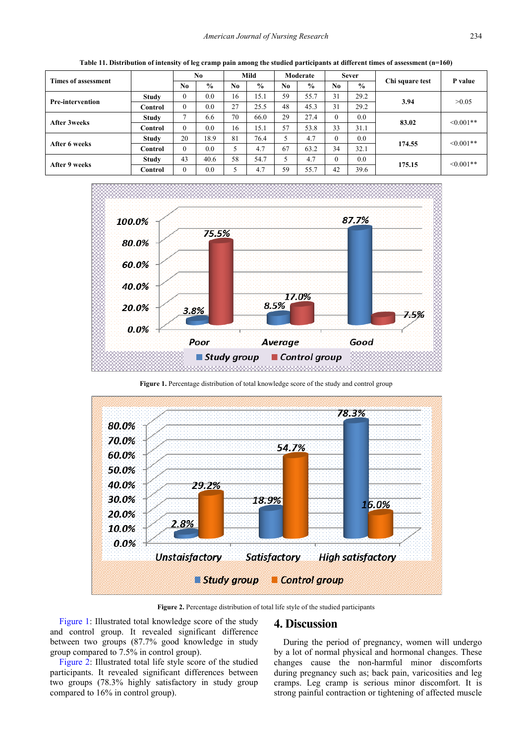**Table 11. Distribution of intensity of leg cramp pain among the studied participants at different times of assessment (n=160)**

| Times of assessment | | No | | Mild | | Moderate | | Sever | | Chi square test | P value |
|---|---|---|---|---|---|---|---|---|---|---|---|
| | | No | % | No | % | No | % | No | % | | |
| Pre-intervention | Study | 0 | 0.0 | 16 | 15.1 | 59 | 55.7 | 31 | 29.2 | 3.94 | >0.05 |
| | Control | 0 | 0.0 | 27 | 25.5 | 48 | 45.3 | 31 | 29.2 | | |
| After 3weeks | Study | 7 | 6.6 | 70 | 66.0 | 29 | 27.4 | 0 | 0.0 | 83.02 | <0.001** |
| | Control | 0 | 0.0 | 16 | 15.1 | 57 | 53.8 | 33 | 31.1 | | |
| After 6 weeks | Study | 20 | 18.9 | 81 | 76.4 | 5 | 4.7 | 0 | 0.0 | 174.55 | <0.001** |
| | Control | 0 | 0.0 | 5 | 4.7 | 67 | 63.2 | 34 | 32.1 | | |
| After 9 weeks | Study | 43 | 40.6 | 58 | 54.7 | 5 | 4.7 | 0 | 0.0 | 175.15 | <0.001** |
| | Control | 0 | 0.0 | 5 | 4.7 | 59 | 55.7 | 42 | 39.6 | | |

**Figure 1.** Percentage distribution of total knowledge score of the study and control group

**Figure 2.** Percentage distribution of total life style of the studied participants

Figure 1: Illustrated total knowledge score of the study and control group. It revealed significant difference between two groups (87.7% good knowledge in study group compared to 7.5% in control group).

Figure 2: Illustrated total life style score of the studied participants. It revealed significant differences between two groups (78.3% highly satisfactory in study group compared to 16% in control group).

## 4. Discussion

During the period of pregnancy, women will undergo by a lot of normal physical and hormonal changes. These changes cause the non-harmful minor discomforts during pregnancy such as; back pain, varicosities and leg cramps. Leg cramp is serious minor discomfort. It is strong painful contraction or tightening of affected muscle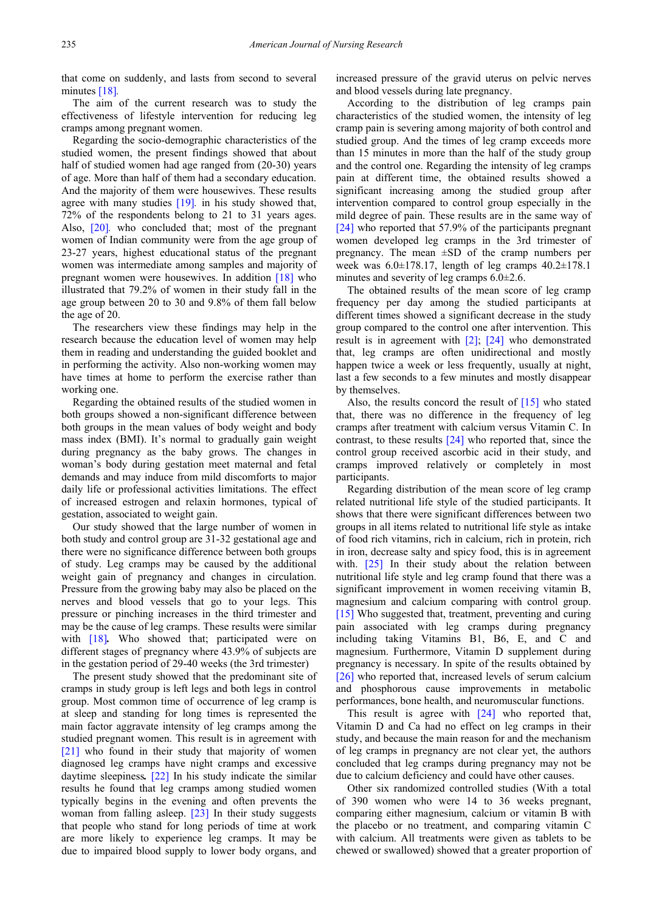that come on suddenly, and lasts from second to several minutes [18].

The aim of the current research was to study the effectiveness of lifestyle intervention for reducing leg cramps among pregnant women.

Regarding the socio-demographic characteristics of the studied women, the present findings showed that about half of studied women had age ranged from (20-30) years of age. More than half of them had a secondary education. And the majority of them were housewives. These results agree with many studies [19]. in his study showed that, 72% of the respondents belong to 21 to 31 years ages. Also, [20]. who concluded that; most of the pregnant women of Indian community were from the age group of 23-27 years, highest educational status of the pregnant women was intermediate among samples and majority of pregnant women were housewives. In addition [18] who illustrated that 79.2% of women in their study fall in the age group between 20 to 30 and 9.8% of them fall below the age of 20.

The researchers view these findings may help in the research because the education level of women may help them in reading and understanding the guided booklet and in performing the activity. Also non-working women may have times at home to perform the exercise rather than working one.

Regarding the obtained results of the studied women in both groups showed a non-significant difference between both groups in the mean values of body weight and body mass index (BMI). It's normal to gradually gain weight during pregnancy as the baby grows. The changes in woman's body during gestation meet maternal and fetal demands and may induce from mild discomforts to major daily life or professional activities limitations. The effect of increased estrogen and relaxin hormones, typical of gestation, associated to weight gain.

Our study showed that the large number of women in both study and control group are 31-32 gestational age and there were no significance difference between both groups of study. Leg cramps may be caused by the additional weight gain of pregnancy and changes in circulation. Pressure from the growing baby may also be placed on the nerves and blood vessels that go to your legs. This pressure or pinching increases in the third trimester and may be the cause of leg cramps. These results were similar with [18]**.** Who showed that; participated were on different stages of pregnancy where 43.9% of subjects are in the gestation period of 29-40 weeks (the 3rd trimester)

The present study showed that the predominant site of cramps in study group is left legs and both legs in control group. Most common time of occurrence of leg cramp is at sleep and standing for long times is represented the main factor aggravate intensity of leg cramps among the studied pregnant women. This result is in agreement with [21] who found in their study that majority of women diagnosed leg cramps have night cramps and excessive daytime sleepiness**.** [22] In his study indicate the similar results he found that leg cramps among studied women typically begins in the evening and often prevents the woman from falling asleep. [23] In their study suggests that people who stand for long periods of time at work are more likely to experience leg cramps. It may be due to impaired blood supply to lower body organs, and increased pressure of the gravid uterus on pelvic nerves and blood vessels during late pregnancy.

According to the distribution of leg cramps pain characteristics of the studied women, the intensity of leg cramp pain is severing among majority of both control and studied group. And the times of leg cramp exceeds more than 15 minutes in more than the half of the study group and the control one. Regarding the intensity of leg cramps pain at different time, the obtained results showed a significant increasing among the studied group after intervention compared to control group especially in the mild degree of pain. These results are in the same way of [24] who reported that 57.9% of the participants pregnant women developed leg cramps in the 3rd trimester of pregnancy. The mean ±SD of the cramp numbers per week was 6.0±178.17, length of leg cramps 40.2±178.1 minutes and severity of leg cramps 6.0±2.6.

The obtained results of the mean score of leg cramp frequency per day among the studied participants at different times showed a significant decrease in the study group compared to the control one after intervention. This result is in agreement with [2]; [24] who demonstrated that, leg cramps are often unidirectional and mostly happen twice a week or less frequently, usually at night, last a few seconds to a few minutes and mostly disappear by themselves.

Also, the results concord the result of [15] who stated that, there was no difference in the frequency of leg cramps after treatment with calcium versus Vitamin C. In contrast, to these results [24] who reported that, since the control group received ascorbic acid in their study, and cramps improved relatively or completely in most participants.

Regarding distribution of the mean score of leg cramp related nutritional life style of the studied participants. It shows that there were significant differences between two groups in all items related to nutritional life style as intake of food rich vitamins, rich in calcium, rich in protein, rich in iron, decrease salty and spicy food, this is in agreement with. [25] In their study about the relation between nutritional life style and leg cramp found that there was a significant improvement in women receiving vitamin B, magnesium and calcium comparing with control group. [15] Who suggested that, treatment, preventing and curing pain associated with leg cramps during pregnancy including taking Vitamins B1, B6, E, and C and magnesium. Furthermore, Vitamin D supplement during pregnancy is necessary. In spite of the results obtained by [26] who reported that, increased levels of serum calcium and phosphorous cause improvements in metabolic performances, bone health, and neuromuscular functions.

This result is agree with [24] who reported that, Vitamin D and Ca had no effect on leg cramps in their study, and because the main reason for and the mechanism of leg cramps in pregnancy are not clear yet, the authors concluded that leg cramps during pregnancy may not be due to calcium deficiency and could have other causes.

Other six randomized controlled studies (With a total of 390 women who were 14 to 36 weeks pregnant, comparing either magnesium, calcium or vitamin B with the placebo or no treatment, and comparing vitamin C with calcium. All treatments were given as tablets to be chewed or swallowed) showed that a greater proportion of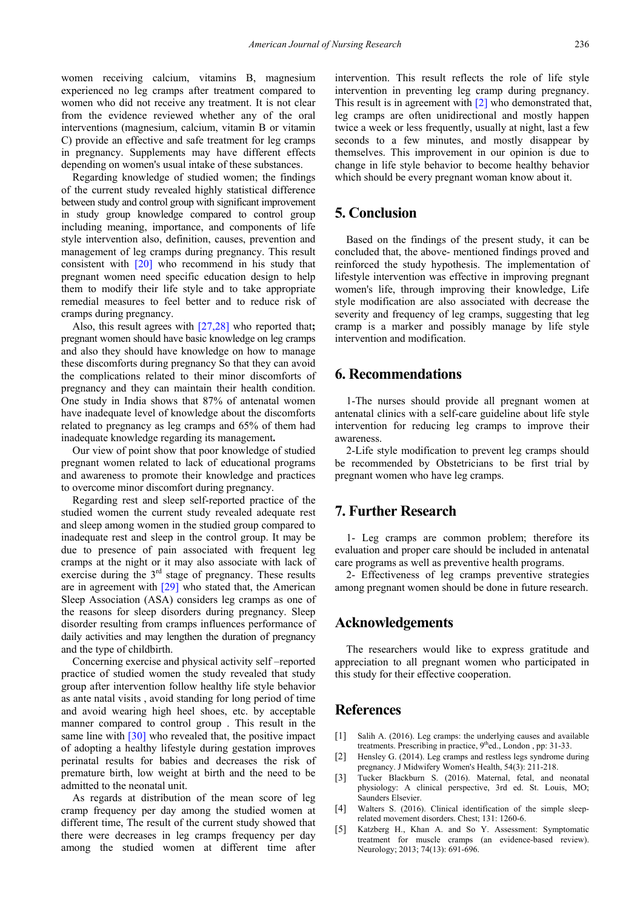women receiving calcium, vitamins B, magnesium experienced no leg cramps after treatment compared to women who did not receive any treatment. It is not clear from the evidence reviewed whether any of the oral interventions (magnesium, calcium, vitamin B or vitamin C) provide an effective and safe treatment for leg cramps in pregnancy. Supplements may have different effects depending on women's usual intake of these substances.

Regarding knowledge of studied women; the findings of the current study revealed highly statistical difference between study and control group with significant improvement in study group knowledge compared to control group including meaning, importance, and components of life style intervention also, definition, causes, prevention and management of leg cramps during pregnancy. This result consistent with [20] who recommend in his study that pregnant women need specific education design to help them to modify their life style and to take appropriate remedial measures to feel better and to reduce risk of cramps during pregnancy.

Also, this result agrees with [27,28] who reported that**;** pregnant women should have basic knowledge on leg cramps and also they should have knowledge on how to manage these discomforts during pregnancy So that they can avoid the complications related to their minor discomforts of pregnancy and they can maintain their health condition. One study in India shows that 87% of antenatal women have inadequate level of knowledge about the discomforts related to pregnancy as leg cramps and 65% of them had inadequate knowledge regarding its management**.**

Our view of point show that poor knowledge of studied pregnant women related to lack of educational programs and awareness to promote their knowledge and practices to overcome minor discomfort during pregnancy.

Regarding rest and sleep self-reported practice of the studied women the current study revealed adequate rest and sleep among women in the studied group compared to inadequate rest and sleep in the control group. It may be due to presence of pain associated with frequent leg cramps at the night or it may also associate with lack of exercise during the 3rd stage of pregnancy. These results are in agreement with [29] who stated that, the American Sleep Association (ASA) considers leg cramps as one of the reasons for sleep disorders during pregnancy. Sleep disorder resulting from cramps influences performance of daily activities and may lengthen the duration of pregnancy and the type of childbirth.

Concerning exercise and physical activity self –reported practice of studied women the study revealed that study group after intervention follow healthy life style behavior as ante natal visits , avoid standing for long period of time and avoid wearing high heel shoes, etc. by acceptable manner compared to control group . This result in the same line with [30] who revealed that, the positive impact of adopting a healthy lifestyle during gestation improves perinatal results for babies and decreases the risk of premature birth, low weight at birth and the need to be admitted to the neonatal unit.

As regards at distribution of the mean score of leg cramp frequency per day among the studied women at different time, The result of the current study showed that there were decreases in leg cramps frequency per day among the studied women at different time after intervention. This result reflects the role of life style intervention in preventing leg cramp during pregnancy. This result is in agreement with [2] who demonstrated that, leg cramps are often unidirectional and mostly happen twice a week or less frequently, usually at night, last a few seconds to a few minutes, and mostly disappear by themselves. This improvement in our opinion is due to change in life style behavior to become healthy behavior which should be every pregnant woman know about it.

## 5. Conclusion

Based on the findings of the present study, it can be concluded that, the above- mentioned findings proved and reinforced the study hypothesis. The implementation of lifestyle intervention was effective in improving pregnant women's life, through improving their knowledge, Life style modification are also associated with decrease the severity and frequency of leg cramps, suggesting that leg cramp is a marker and possibly manage by life style intervention and modification.

## 6. Recommendations

1-The nurses should provide all pregnant women at antenatal clinics with a self-care guideline about life style intervention for reducing leg cramps to improve their awareness.

2-Life style modification to prevent leg cramps should be recommended by Obstetricians to be first trial by pregnant women who have leg cramps.

## 7. Further Research

1- Leg cramps are common problem; therefore its evaluation and proper care should be included in antenatal care programs as well as preventive health programs.

2- Effectiveness of leg cramps preventive strategies among pregnant women should be done in future research.

## Acknowledgements

The researchers would like to express gratitude and appreciation to all pregnant women who participated in this study for their effective cooperation.

## References

[1] Salih A. (2016). Leg cramps: the underlying causes and available treatments. Prescribing in practice, 9th ed., London , pp: 31-33.

[2] Hensley G. (2014). Leg cramps and restless legs syndrome during pregnancy. J Midwifery Women's Health, 54(3): 211-218.

[3] Tucker Blackburn S. (2016). Maternal, fetal, and neonatal physiology: A clinical perspective, 3rd ed. St. Louis, MO; Saunders Elsevier.

[4] Walters S. (2016). Clinical identification of the simple sleep-related movement disorders. Chest; 131: 1260-6.

[5] Katzberg H., Khan A. and So Y. Assessment: Symptomatic treatment for muscle cramps (an evidence-based review). Neurology; 2013; 74(13): 691-696.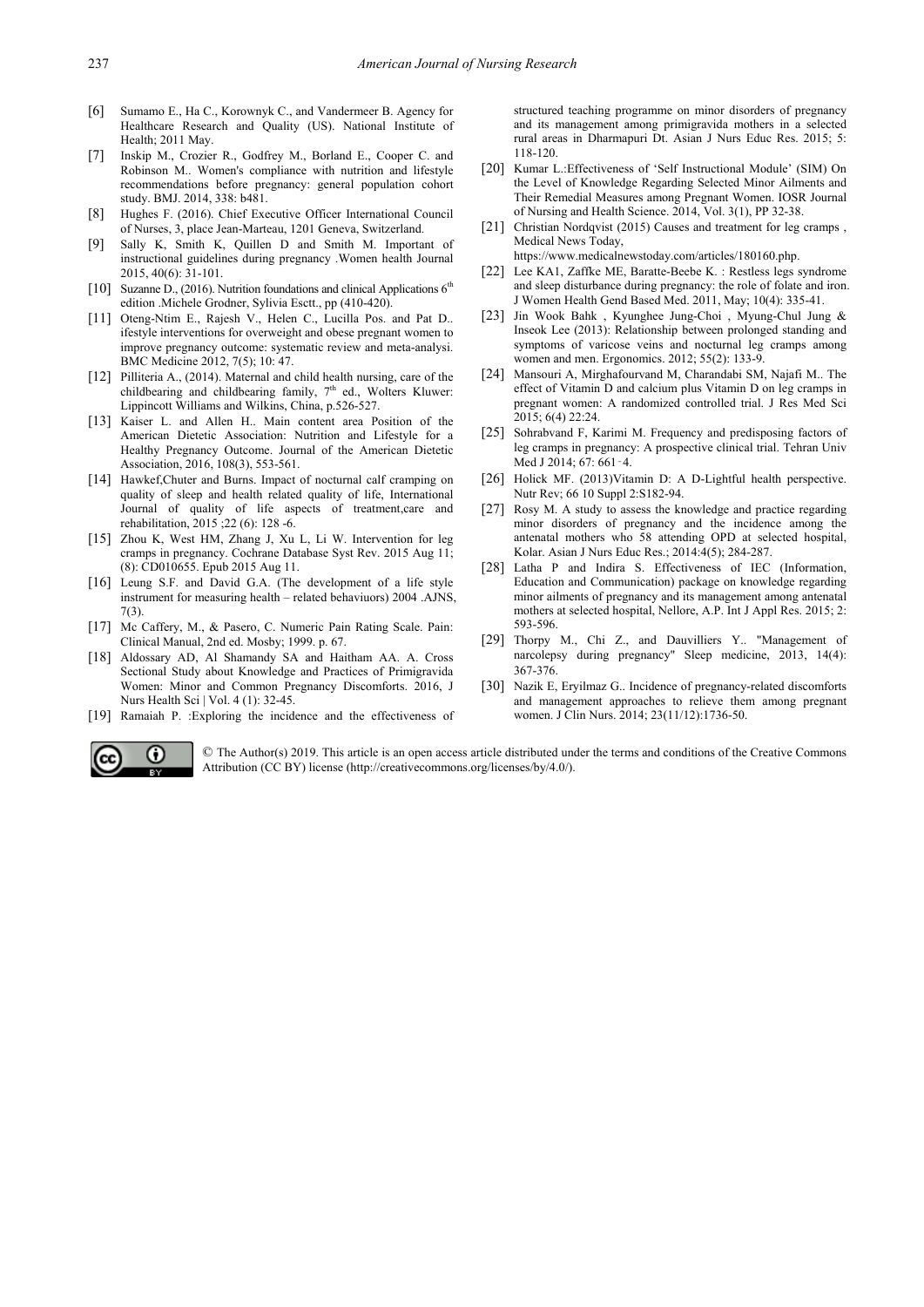[6] Sumamo E., Ha C., Korownyk C., and Vandermeer B. Agency for Healthcare Research and Quality (US). National Institute of Health; 2011 May.

[7] Inskip M., Crozier R., Godfrey M., Borland E., Cooper C. and Robinson M.. Women's compliance with nutrition and lifestyle recommendations before pregnancy: general population cohort study. BMJ. 2014, 338: b481.

[8] Hughes F. (2016). Chief Executive Officer International Council of Nurses, 3, place Jean-Marteau, 1201 Geneva, Switzerland.

[9] Sally K, Smith K, Quillen D and Smith M. Important of instructional guidelines during pregnancy .Women health Journal 2015, 40(6): 31-101.

[10] Suzanne D., (2016). Nutrition foundations and clinical Applications 6th edition .Michele Grodner, Sylivia Esctt., pp (410-420).

[11] Oteng-Ntim E., Rajesh V., Helen C., Lucilla Pos. and Pat D.. ifestyle interventions for overweight and obese pregnant women to improve pregnancy outcome: systematic review and meta-analysi. BMC Medicine 2012, 7(5); 10: 47.

[12] Pilliteria A., (2014). Maternal and child health nursing, care of the childbearing and childbearing family, 7th ed., Wolters Kluwer: Lippincott Williams and Wilkins, China, p.526-527.

[13] Kaiser L. and Allen H.. Main content area Position of the American Dietetic Association: Nutrition and Lifestyle for a Healthy Pregnancy Outcome. Journal of the American Dietetic Association, 2016, 108(3), 553-561.

[14] Hawkef,Chuter and Burns. Impact of nocturnal calf cramping on quality of sleep and health related quality of life, International Journal of quality of life aspects of treatment,care and rehabilitation, 2015 ;22 (6): 128 -6.

[15] Zhou K, West HM, Zhang J, Xu L, Li W. Intervention for leg cramps in pregnancy. Cochrane Database Syst Rev. 2015 Aug 11; (8): CD010655. Epub 2015 Aug 11.

[16] Leung S.F. and David G.A. (The development of a life style instrument for measuring health – related behaviuors) 2004 .AJNS, 7(3).

[17] Mc Caffery, M., & Pasero, C. Numeric Pain Rating Scale. Pain: Clinical Manual, 2nd ed. Mosby; 1999. p. 67.

[18] Aldossary AD, Al Shamandy SA and Haitham AA. A. Cross Sectional Study about Knowledge and Practices of Primigravida Women: Minor and Common Pregnancy Discomforts. 2016, J Nurs Health Sci | Vol. 4 (1): 32-45.

[19] Ramaiah P. :Exploring the incidence and the effectiveness of structured teaching programme on minor disorders of pregnancy and its management among primigravida mothers in a selected rural areas in Dharmapuri Dt. Asian J Nurs Educ Res. 2015; 5: 118-120.

[20] Kumar L.:Effectiveness of 'Self Instructional Module' (SIM) On the Level of Knowledge Regarding Selected Minor Ailments and Their Remedial Measures among Pregnant Women. IOSR Journal of Nursing and Health Science. 2014, Vol. 3(1), PP 32-38.

[21] Christian Nordqvist (2015) Causes and treatment for leg cramps , Medical News Today, https://www.medicalnewstoday.com/articles/180160.php.

[22] Lee KA1, Zaffke ME, Baratte-Beebe K. : Restless legs syndrome and sleep disturbance during pregnancy: the role of folate and iron. J Women Health Gend Based Med. 2011, May; 10(4): 335-41.

[23] Jin Wook Bahk , Kyunghee Jung-Choi , Myung-Chul Jung & Inseok Lee (2013): Relationship between prolonged standing and symptoms of varicose veins and nocturnal leg cramps among women and men. Ergonomics. 2012; 55(2): 133-9.

[24] Mansouri A, Mirghafourvand M, Charandabi SM, Najafi M.. The effect of Vitamin D and calcium plus Vitamin D on leg cramps in pregnant women: A randomized controlled trial. J Res Med Sci 2015; 6(4) 22:24.

[25] Sohrabvand F, Karimi M. Frequency and predisposing factors of leg cramps in pregnancy: A prospective clinical trial. Tehran Univ Med J 2014; 67: 661‑4.

[26] Holick MF. (2013)Vitamin D: A D-Lightful health perspective. Nutr Rev; 66 10 Suppl 2:S182-94.

[27] Rosy M. A study to assess the knowledge and practice regarding minor disorders of pregnancy and the incidence among the antenatal mothers who 58 attending OPD at selected hospital, Kolar. Asian J Nurs Educ Res.; 2014:4(5); 284-287.

[28] Latha P and Indira S. Effectiveness of IEC (Information, Education and Communication) package on knowledge regarding minor ailments of pregnancy and its management among antenatal mothers at selected hospital, Nellore, A.P. Int J Appl Res. 2015; 2: 593-596.

[29] Thorpy M., Chi Z., and Dauvilliers Y.. "Management of narcolepsy during pregnancy" Sleep medicine, 2013, 14(4): 367-376.

[30] Nazik E, Eryilmaz G.. Incidence of pregnancy-related discomforts and management approaches to relieve them among pregnant women. J Clin Nurs. 2014; 23(11/12):1736-50.

© The Author(s) 2019. This article is an open access article distributed under the terms and conditions of the Creative Commons Attribution (CC BY) license (http://creativecommons.org/licenses/by/4.0/).